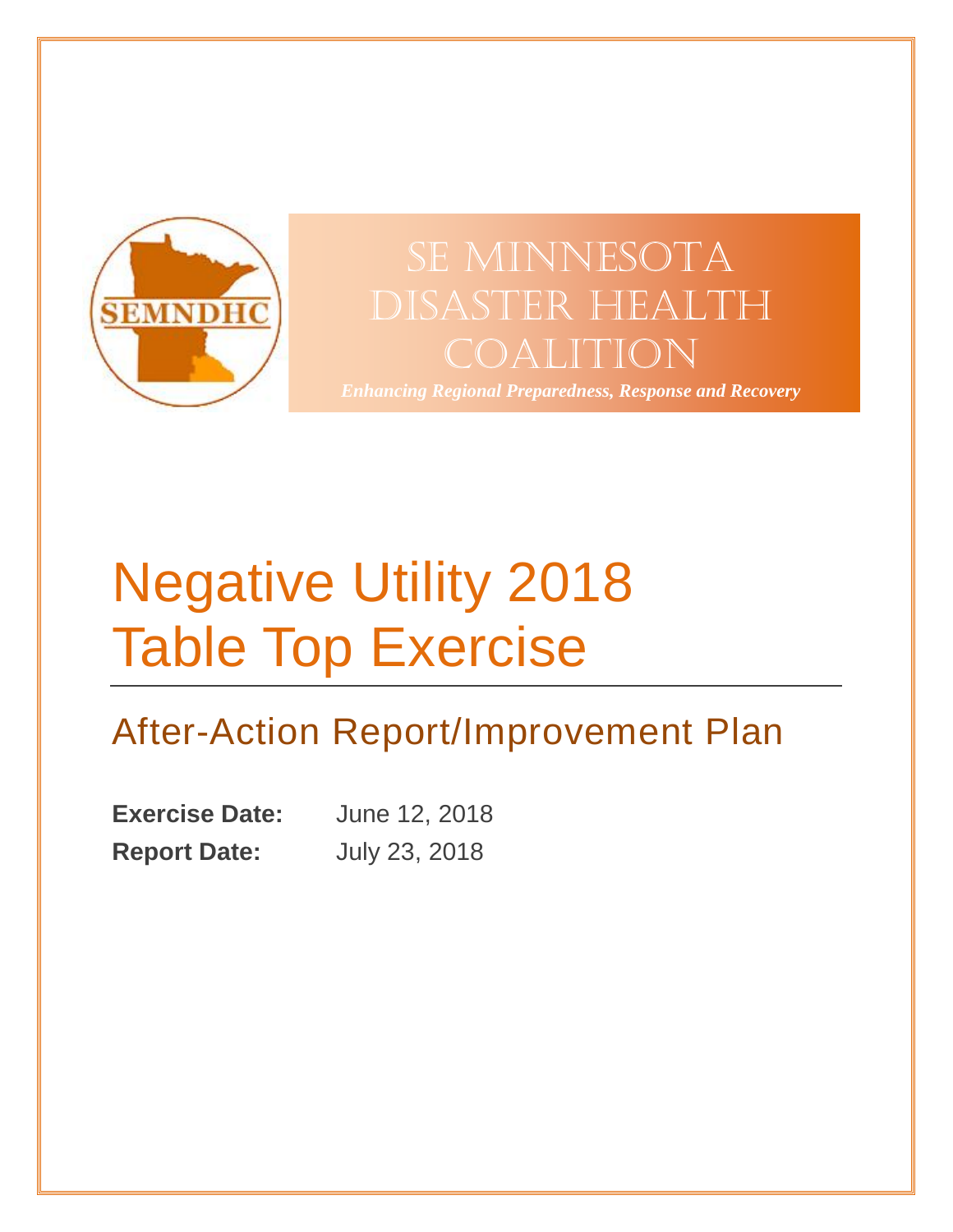SEMNDHC

# SE Minnesota Disaster Health Coalition

*Enhancing Regional Preparedness, Response and Recovery*

# Negative Utility 2018 Table Top Exercise

## After-Action Report/Improvement Plan

**Exercise Date:** June 12, 2018

**Report Date:** July 23, 2018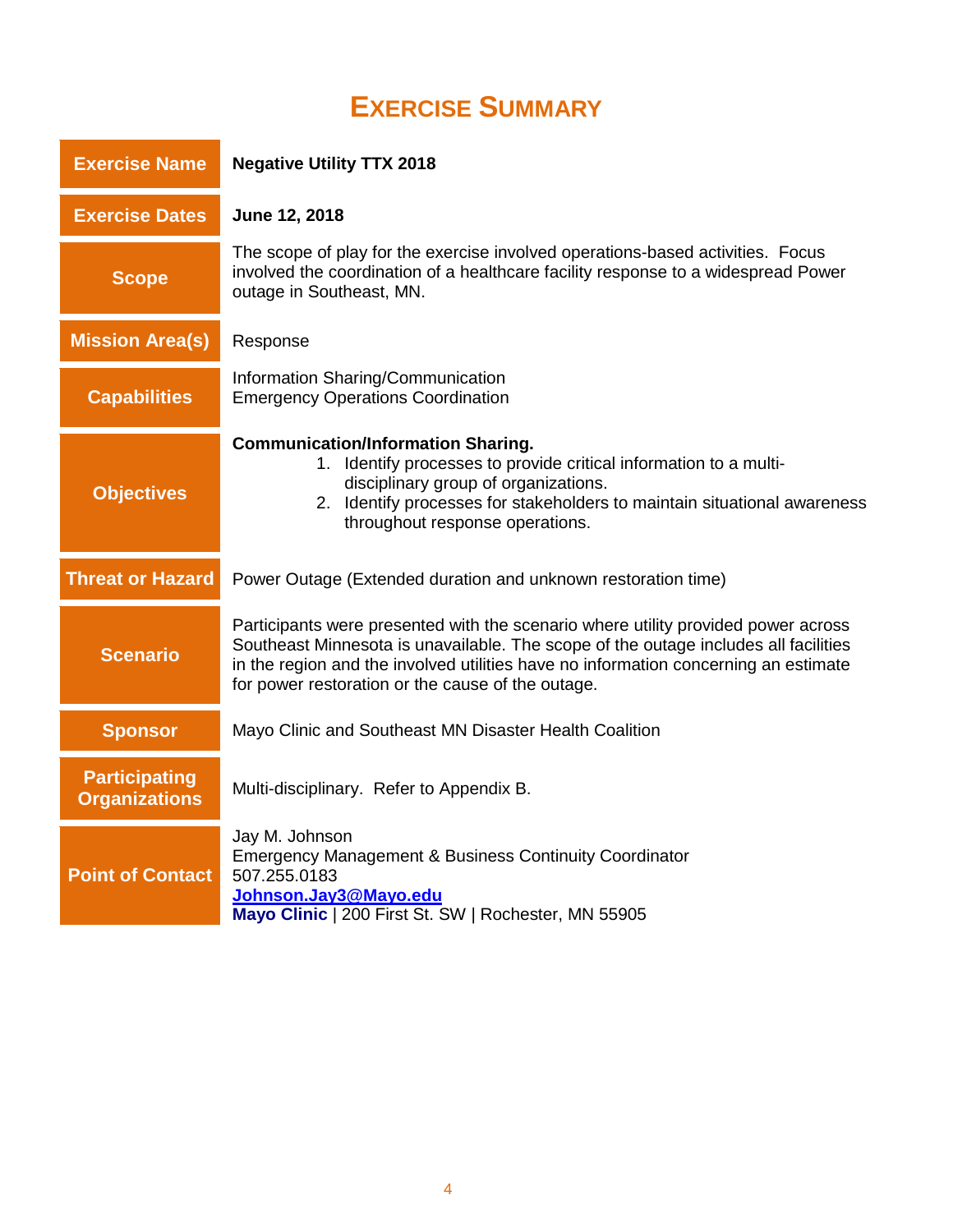# Exercise Summary

| | |
|---|---|
| **Exercise Name** | **Negative Utility TTX 2018** |
| **Exercise Dates** | **June 12, 2018** |
| **Scope** | The scope of play for the exercise involved operations-based activities. Focus involved the coordination of a healthcare facility response to a widespread Power outage in Southeast, MN. |
| **Mission Area(s)** | Response |
| **Capabilities** | Information Sharing/Communication<br>Emergency Operations Coordination |
| **Objectives** | **Communication/Information Sharing.**<br>1. Identify processes to provide critical information to a multi-disciplinary group of organizations.<br>2. Identify processes for stakeholders to maintain situational awareness throughout response operations. |
| **Threat or Hazard** | Power Outage (Extended duration and unknown restoration time) |
| **Scenario** | Participants were presented with the scenario where utility provided power across Southeast Minnesota is unavailable. The scope of the outage includes all facilities in the region and the involved utilities have no information concerning an estimate for power restoration or the cause of the outage. |
| **Sponsor** | Mayo Clinic and Southeast MN Disaster Health Coalition |
| **Participating Organizations** | Multi-disciplinary. Refer to Appendix B. |
| **Point of Contact** | Jay M. Johnson<br>Emergency Management & Business Continuity Coordinator<br>507.255.0183<br>**Johnson.Jay3@Mayo.edu**<br>**Mayo Clinic** \| 200 First St. SW \| Rochester, MN 55905 |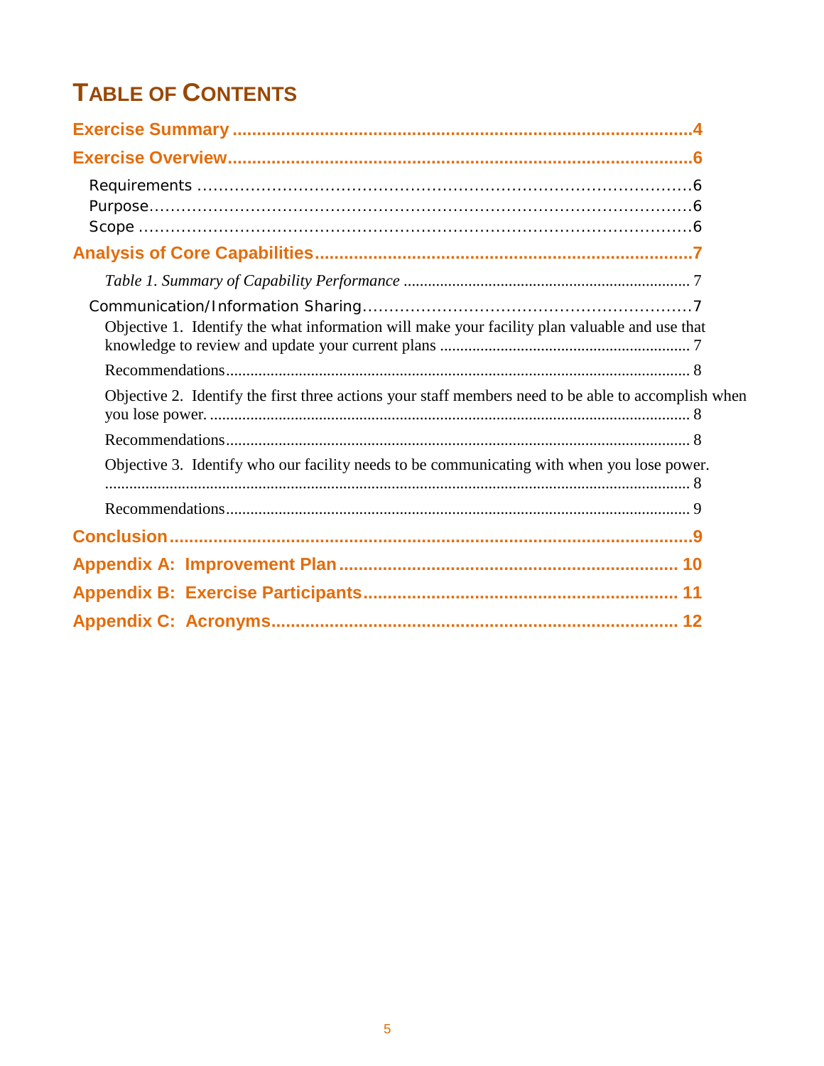# Table of Contents

**Exercise Summary** .... 4

**Exercise Overview** .... 6

- Requirements .... 6
- Purpose .... 6
- Scope .... 6

**Analysis of Core Capabilities** .... 7

- *Table 1. Summary of Capability Performance* .... 7
- Communication/Information Sharing .... 7
  - Objective 1. Identify the what information will make your facility plan valuable and use that knowledge to review and update your current plans .... 7
  - Recommendations .... 8
  - Objective 2. Identify the first three actions your staff members need to be able to accomplish when you lose power. .... 8
  - Recommendations .... 8
  - Objective 3. Identify who our facility needs to be communicating with when you lose power. .... 8
  - Recommendations .... 9

**Conclusion** .... 9

**Appendix A: Improvement Plan** .... 10

**Appendix B: Exercise Participants** .... 11

**Appendix C: Acronyms** .... 12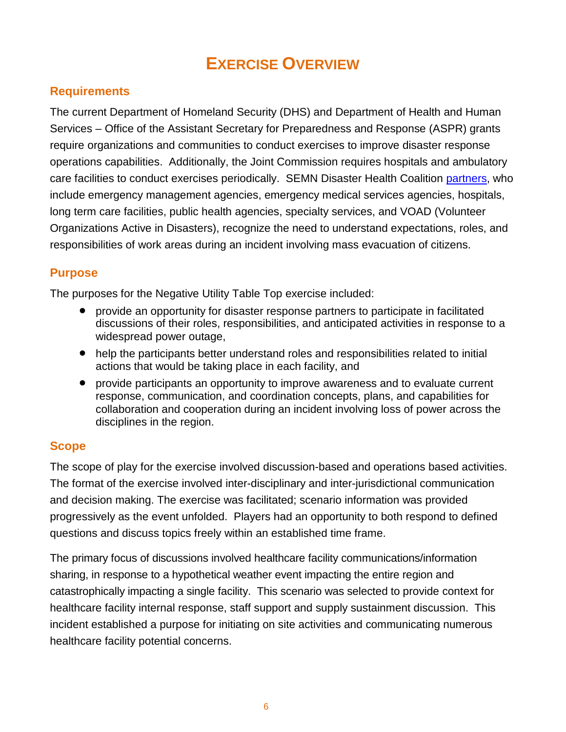# EXERCISE OVERVIEW

## Requirements

The current Department of Homeland Security (DHS) and Department of Health and Human Services – Office of the Assistant Secretary for Preparedness and Response (ASPR) grants require organizations and communities to conduct exercises to improve disaster response operations capabilities. Additionally, the Joint Commission requires hospitals and ambulatory care facilities to conduct exercises periodically. SEMN Disaster Health Coalition partners, who include emergency management agencies, emergency medical services agencies, hospitals, long term care facilities, public health agencies, specialty services, and VOAD (Volunteer Organizations Active in Disasters), recognize the need to understand expectations, roles, and responsibilities of work areas during an incident involving mass evacuation of citizens.

## Purpose

The purposes for the Negative Utility Table Top exercise included:

- provide an opportunity for disaster response partners to participate in facilitated discussions of their roles, responsibilities, and anticipated activities in response to a widespread power outage,
- help the participants better understand roles and responsibilities related to initial actions that would be taking place in each facility, and
- provide participants an opportunity to improve awareness and to evaluate current response, communication, and coordination concepts, plans, and capabilities for collaboration and cooperation during an incident involving loss of power across the disciplines in the region.

## Scope

The scope of play for the exercise involved discussion-based and operations based activities. The format of the exercise involved inter-disciplinary and inter-jurisdictional communication and decision making. The exercise was facilitated; scenario information was provided progressively as the event unfolded. Players had an opportunity to both respond to defined questions and discuss topics freely within an established time frame.

The primary focus of discussions involved healthcare facility communications/information sharing, in response to a hypothetical weather event impacting the entire region and catastrophically impacting a single facility. This scenario was selected to provide context for healthcare facility internal response, staff support and supply sustainment discussion. This incident established a purpose for initiating on site activities and communicating numerous healthcare facility potential concerns.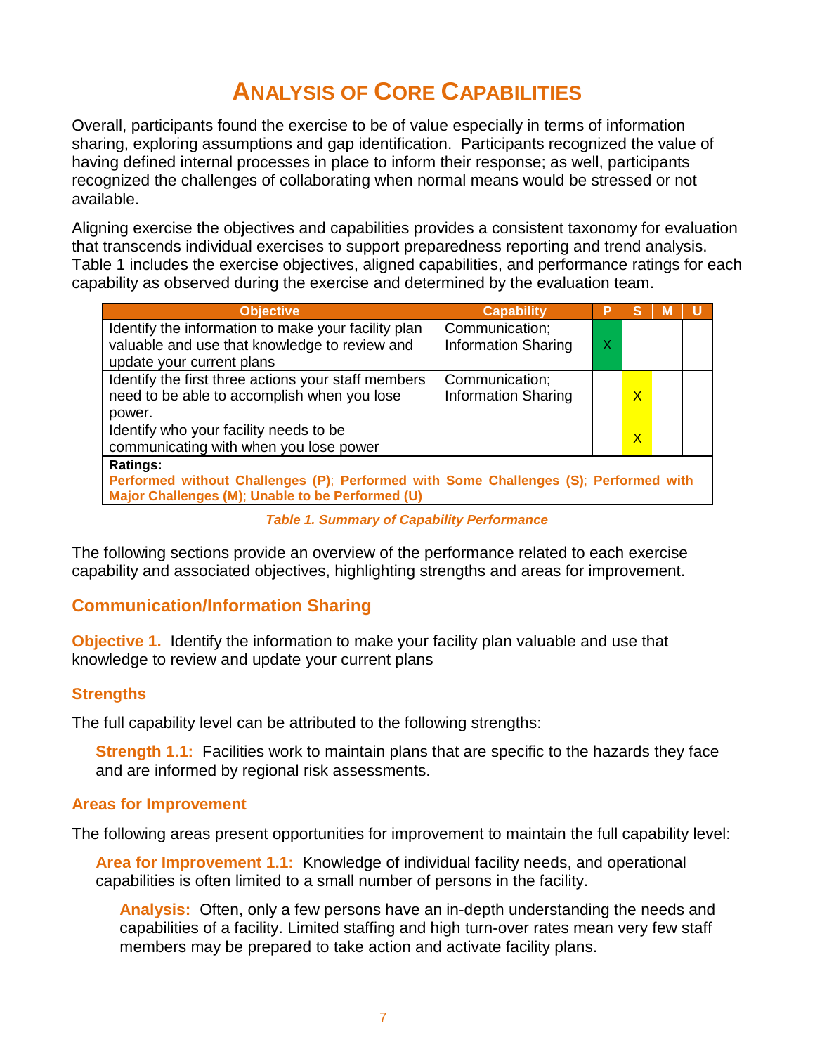# Analysis of Core Capabilities

Overall, participants found the exercise to be of value especially in terms of information sharing, exploring assumptions and gap identification. Participants recognized the value of having defined internal processes in place to inform their response; as well, participants recognized the challenges of collaborating when normal means would be stressed or not available.

Aligning exercise the objectives and capabilities provides a consistent taxonomy for evaluation that transcends individual exercises to support preparedness reporting and trend analysis. Table 1 includes the exercise objectives, aligned capabilities, and performance ratings for each capability as observed during the exercise and determined by the evaluation team.

| Objective | Capability | P | S | M | U |
|---|---|---|---|---|---|
| Identify the information to make your facility plan valuable and use that knowledge to review and update your current plans | Communication; Information Sharing | X | | | |
| Identify the first three actions your staff members need to be able to accomplish when you lose power. | Communication; Information Sharing | | X | | |
| Identify who your facility needs to be communicating with when you lose power | | | X | | |

**Ratings:**
**Performed without Challenges (P)**; **Performed with Some Challenges (S)**; **Performed with Major Challenges (M)**; **Unable to be Performed (U)**

*Table 1. Summary of Capability Performance*

The following sections provide an overview of the performance related to each exercise capability and associated objectives, highlighting strengths and areas for improvement.

## Communication/Information Sharing

**Objective 1.** Identify the information to make your facility plan valuable and use that knowledge to review and update your current plans

### Strengths

The full capability level can be attributed to the following strengths:

**Strength 1.1:** Facilities work to maintain plans that are specific to the hazards they face and are informed by regional risk assessments.

### Areas for Improvement

The following areas present opportunities for improvement to maintain the full capability level:

**Area for Improvement 1.1:** Knowledge of individual facility needs, and operational capabilities is often limited to a small number of persons in the facility.

**Analysis:** Often, only a few persons have an in-depth understanding the needs and capabilities of a facility. Limited staffing and high turn-over rates mean very few staff members may be prepared to take action and activate facility plans.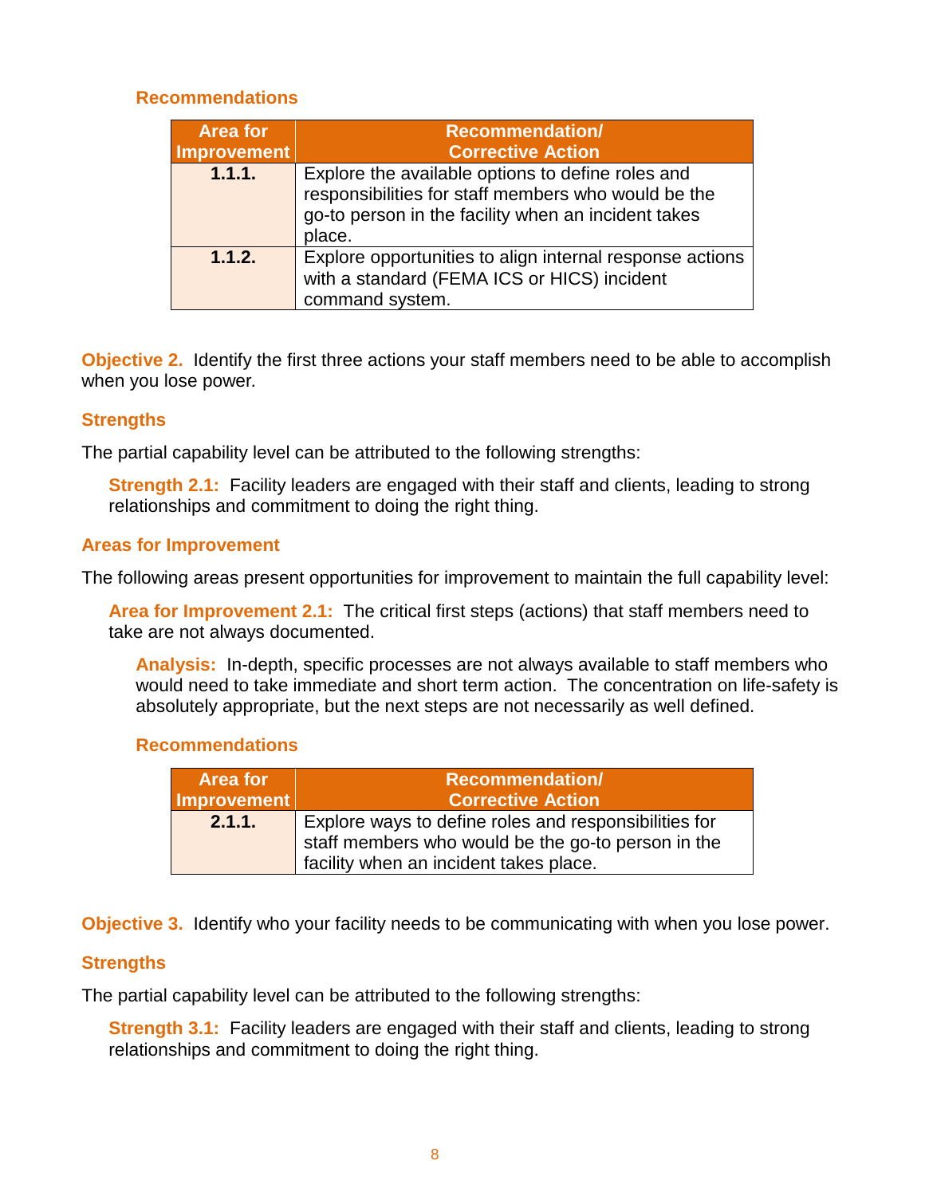#### Recommendations

| Area for Improvement | Recommendation/ Corrective Action |
|---|---|
| **1.1.1.** | Explore the available options to define roles and responsibilities for staff members who would be the go-to person in the facility when an incident takes place. |
| **1.1.2.** | Explore opportunities to align internal response actions with a standard (FEMA ICS or HICS) incident command system. |

**Objective 2.** Identify the first three actions your staff members need to be able to accomplish when you lose power.

### Strengths

The partial capability level can be attributed to the following strengths:

**Strength 2.1:** Facility leaders are engaged with their staff and clients, leading to strong relationships and commitment to doing the right thing.

### Areas for Improvement

The following areas present opportunities for improvement to maintain the full capability level:

**Area for Improvement 2.1:** The critical first steps (actions) that staff members need to take are not always documented.

**Analysis:** In-depth, specific processes are not always available to staff members who would need to take immediate and short term action. The concentration on life-safety is absolutely appropriate, but the next steps are not necessarily as well defined.

#### Recommendations

| Area for Improvement | Recommendation/ Corrective Action |
|---|---|
| **2.1.1.** | Explore ways to define roles and responsibilities for staff members who would be the go-to person in the facility when an incident takes place. |

**Objective 3.** Identify who your facility needs to be communicating with when you lose power.

### Strengths

The partial capability level can be attributed to the following strengths:

**Strength 3.1:** Facility leaders are engaged with their staff and clients, leading to strong relationships and commitment to doing the right thing.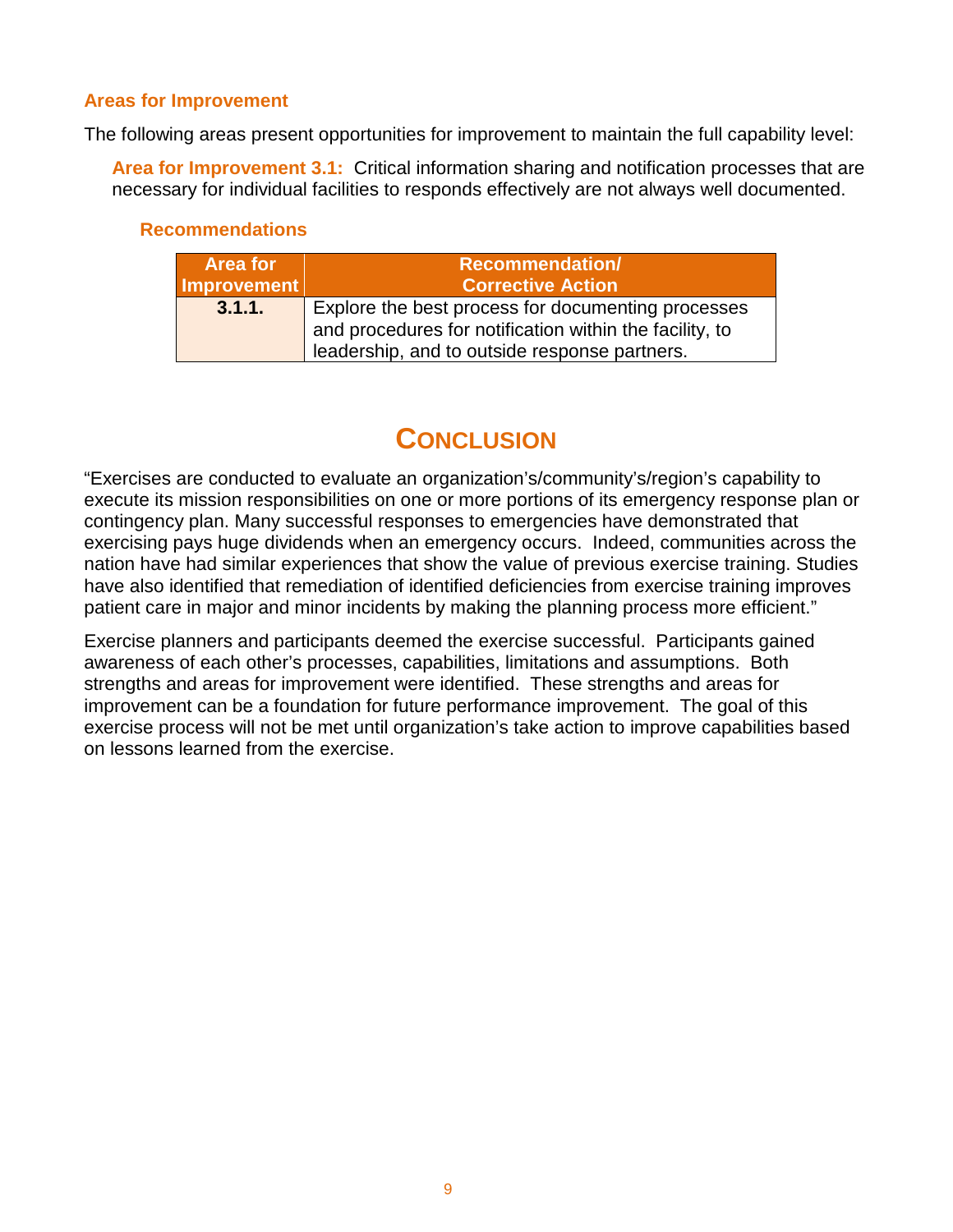### Areas for Improvement

The following areas present opportunities for improvement to maintain the full capability level:

**Area for Improvement 3.1:** Critical information sharing and notification processes that are necessary for individual facilities to responds effectively are not always well documented.

#### Recommendations

| Area for Improvement | Recommendation/ Corrective Action |
|---|---|
| **3.1.1.** | Explore the best process for documenting processes and procedures for notification within the facility, to leadership, and to outside response partners. |

## CONCLUSION

"Exercises are conducted to evaluate an organization's/community's/region's capability to execute its mission responsibilities on one or more portions of its emergency response plan or contingency plan. Many successful responses to emergencies have demonstrated that exercising pays huge dividends when an emergency occurs. Indeed, communities across the nation have had similar experiences that show the value of previous exercise training. Studies have also identified that remediation of identified deficiencies from exercise training improves patient care in major and minor incidents by making the planning process more efficient."

Exercise planners and participants deemed the exercise successful. Participants gained awareness of each other's processes, capabilities, limitations and assumptions. Both strengths and areas for improvement were identified. These strengths and areas for improvement can be a foundation for future performance improvement. The goal of this exercise process will not be met until organization's take action to improve capabilities based on lessons learned from the exercise.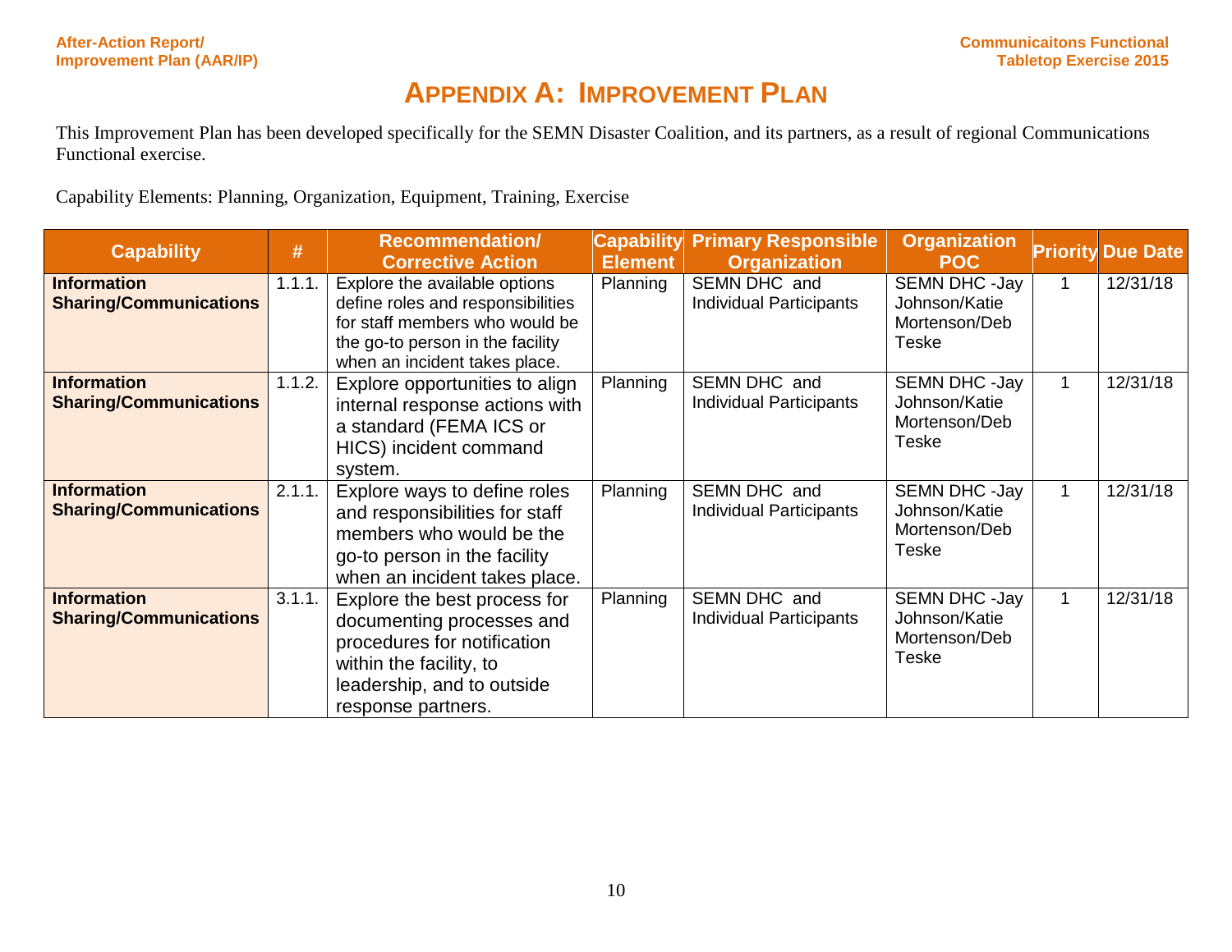# Appendix A: Improvement Plan

This Improvement Plan has been developed specifically for the SEMN Disaster Coalition, and its partners, as a result of regional Communications Functional exercise.

Capability Elements: Planning, Organization, Equipment, Training, Exercise

| Capability | # | Recommendation/ Corrective Action | Capability Element | Primary Responsible Organization | Organization POC | Priority | Due Date |
|---|---|---|---|---|---|---|---|
| **Information Sharing/Communications** | 1.1.1. | Explore the available options define roles and responsibilities for staff members who would be the go-to person in the facility when an incident takes place. | Planning | SEMN DHC and Individual Participants | SEMN DHC -Jay Johnson/Katie Mortenson/Deb Teske | 1 | 12/31/18 |
| **Information Sharing/Communications** | 1.1.2. | Explore opportunities to align internal response actions with a standard (FEMA ICS or HICS) incident command system. | Planning | SEMN DHC and Individual Participants | SEMN DHC -Jay Johnson/Katie Mortenson/Deb Teske | 1 | 12/31/18 |
| **Information Sharing/Communications** | 2.1.1. | Explore ways to define roles and responsibilities for staff members who would be the go-to person in the facility when an incident takes place. | Planning | SEMN DHC and Individual Participants | SEMN DHC -Jay Johnson/Katie Mortenson/Deb Teske | 1 | 12/31/18 |
| **Information Sharing/Communications** | 3.1.1. | Explore the best process for documenting processes and procedures for notification within the facility, to leadership, and to outside response partners. | Planning | SEMN DHC and Individual Participants | SEMN DHC -Jay Johnson/Katie Mortenson/Deb Teske | 1 | 12/31/18 |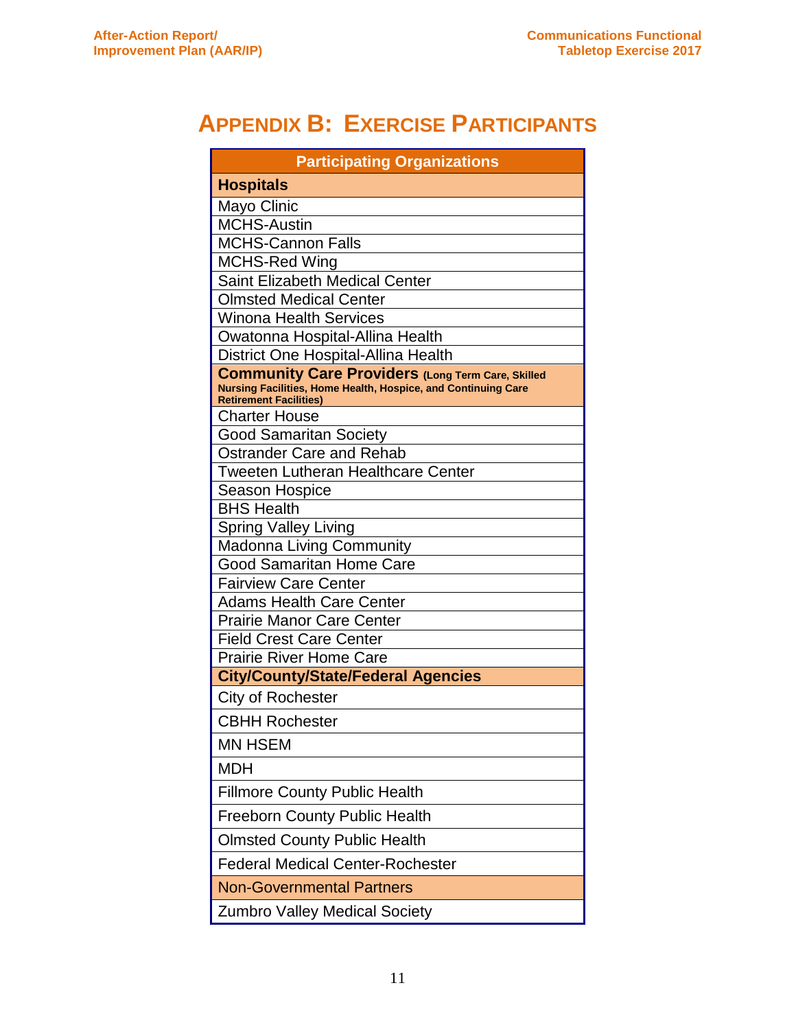# APPENDIX B: EXERCISE PARTICIPANTS

| Participating Organizations |
| --- |
| **Hospitals** |
| Mayo Clinic |
| MCHS-Austin |
| MCHS-Cannon Falls |
| MCHS-Red Wing |
| Saint Elizabeth Medical Center |
| Olmsted Medical Center |
| Winona Health Services |
| Owatonna Hospital-Allina Health |
| District One Hospital-Allina Health |
| **Community Care Providers (Long Term Care, Skilled Nursing Facilities, Home Health, Hospice, and Continuing Care Retirement Facilities)** |
| Charter House |
| Good Samaritan Society |
| Ostrander Care and Rehab |
| Tweeten Lutheran Healthcare Center |
| Season Hospice |
| BHS Health |
| Spring Valley Living |
| Madonna Living Community |
| Good Samaritan Home Care |
| Fairview Care Center |
| Adams Health Care Center |
| Prairie Manor Care Center |
| Field Crest Care Center |
| Prairie River Home Care |
| **City/County/State/Federal Agencies** |
| City of Rochester |
| CBHH Rochester |
| MN HSEM |
| MDH |
| Fillmore County Public Health |
| Freeborn County Public Health |
| Olmsted County Public Health |
| Federal Medical Center-Rochester |
| Non-Governmental Partners |
| Zumbro Valley Medical Society |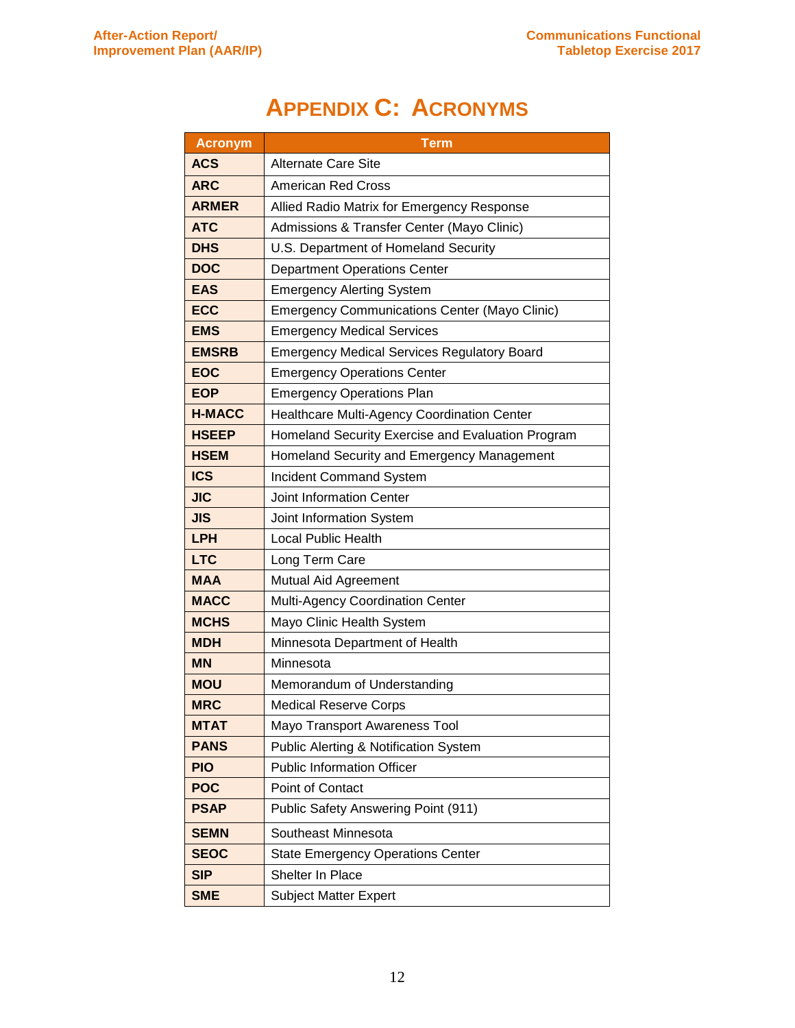# Appendix C: Acronyms

| Acronym | Term |
|---|---|
| **ACS** | Alternate Care Site |
| **ARC** | American Red Cross |
| **ARMER** | Allied Radio Matrix for Emergency Response |
| **ATC** | Admissions & Transfer Center (Mayo Clinic) |
| **DHS** | U.S. Department of Homeland Security |
| **DOC** | Department Operations Center |
| **EAS** | Emergency Alerting System |
| **ECC** | Emergency Communications Center (Mayo Clinic) |
| **EMS** | Emergency Medical Services |
| **EMSRB** | Emergency Medical Services Regulatory Board |
| **EOC** | Emergency Operations Center |
| **EOP** | Emergency Operations Plan |
| **H-MACC** | Healthcare Multi-Agency Coordination Center |
| **HSEEP** | Homeland Security Exercise and Evaluation Program |
| **HSEM** | Homeland Security and Emergency Management |
| **ICS** | Incident Command System |
| **JIC** | Joint Information Center |
| **JIS** | Joint Information System |
| **LPH** | Local Public Health |
| **LTC** | Long Term Care |
| **MAA** | Mutual Aid Agreement |
| **MACC** | Multi-Agency Coordination Center |
| **MCHS** | Mayo Clinic Health System |
| **MDH** | Minnesota Department of Health |
| **MN** | Minnesota |
| **MOU** | Memorandum of Understanding |
| **MRC** | Medical Reserve Corps |
| **MTAT** | Mayo Transport Awareness Tool |
| **PANS** | Public Alerting & Notification System |
| **PIO** | Public Information Officer |
| **POC** | Point of Contact |
| **PSAP** | Public Safety Answering Point (911) |
| **SEMN** | Southeast Minnesota |
| **SEOC** | State Emergency Operations Center |
| **SIP** | Shelter In Place |
| **SME** | Subject Matter Expert |